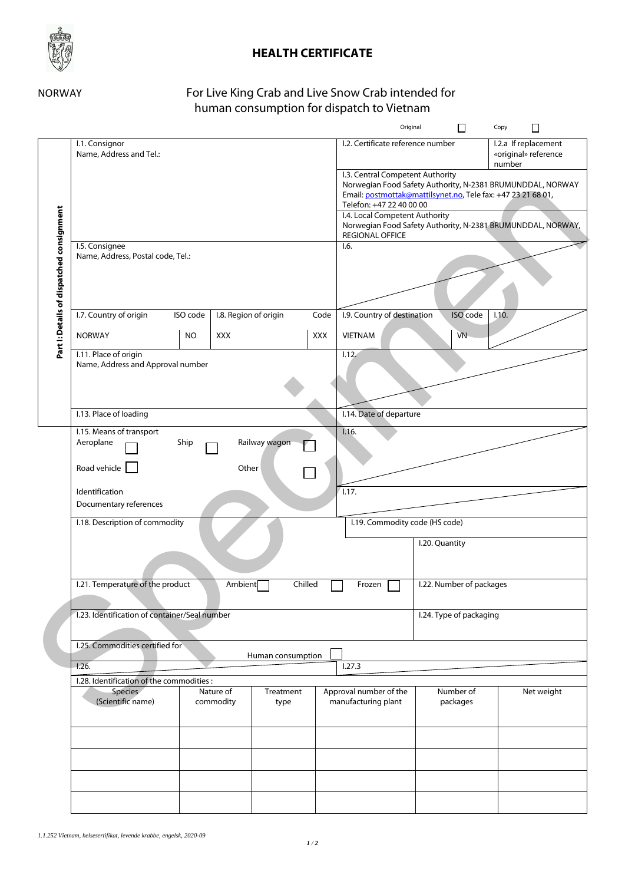# HEALTH CERTIFICATE

NORWAY

## For Live King Crab and Live Snow Crab intended for human consumption for dispatch to Vietnam

Original ☐ Copy ☐

**Part I: Details of dispatched consignment**

| | | |
|---|---|---|
| I.1. Consignor<br>Name, Address and Tel.: | I.2. Certificate reference number | I.2.a If replacement «original» reference number |
| | I.3. Central Competent Authority<br>Norwegian Food Safety Authority, N-2381 BRUMUNDDAL, NORWAY<br>Email: postmottak@mattilsynet.no, Tele fax: +47 23 21 68 01,<br>Telefon: +47 22 40 00 00 | |
| | I.4. Local Competent Authority<br>Norwegian Food Safety Authority, N-2381 BRUMUNDDAL, NORWAY, REGIONAL OFFICE | |
| I.5. Consignee<br>Name, Address, Postal code, Tel.: | I.6. | |

| I.7. Country of origin | ISO code | I.8. Region of origin | Code | I.9. Country of destination | ISO code | I.10. |
|---|---|---|---|---|---|---|
| NORWAY | NO | XXX | XXX | VIETNAM | VN | |

| | |
|---|---|
| I.11. Place of origin<br>Name, Address and Approval number | I.12. |
| I.13. Place of loading | I.14. Date of departure |
| I.15. Means of transport<br>Aeroplane ☐ Ship ☐ Railway wagon ☐<br>Road vehicle ☐ Other ☐<br>Identification<br>Documentary references | I.16. |
| | I.17. |
| I.18. Description of commodity | I.19. Commodity code (HS code) |
| | I.20. Quantity |
| I.21. Temperature of the product Ambient ☐ Chilled ☐ Frozen ☐ | I.22. Number of packages |
| I.23. Identification of container/Seal number | I.24. Type of packaging |
| I.25. Commodities certified for<br>Human consumption ☐ | |
| I.26. | I.27.3 |

I.28. Identification of the commodities :

| Species (Scientific name) | Nature of commodity | Treatment type | Approval number of the manufacturing plant | Number of packages | Net weight |
|---|---|---|---|---|---|
| | | | | | |
| | | | | | |
| | | | | | |
| | | | | | |

*1.1.252 Vietnam, helsesertifikat, levende krabbe, engelsk, 2020-09*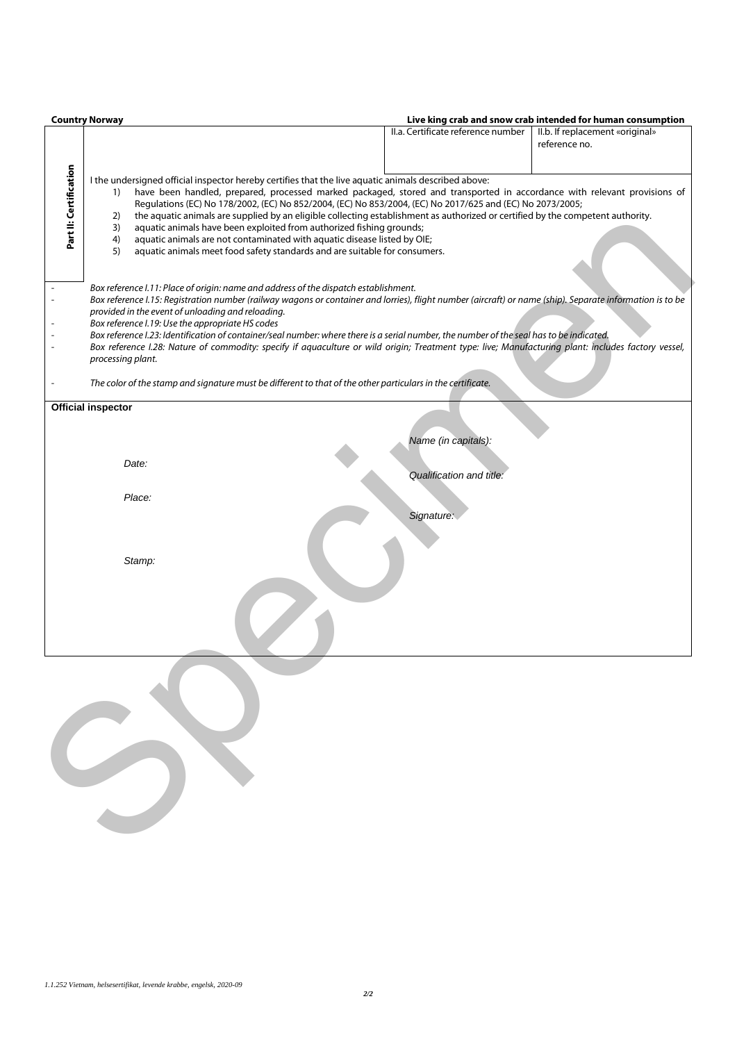**Country Norway** | **Live king crab and snow crab intended for human consumption**

| Part II: Certification | | II.a. Certificate reference number | II.b. If replacement «original» reference no. |
|---|---|---|---|

**Part II: Certification**

I the undersigned official inspector hereby certifies that the live aquatic animals described above:

1) have been handled, prepared, processed marked packaged, stored and transported in accordance with relevant provisions of Regulations (EC) No 178/2002, (EC) No 852/2004, (EC) No 853/2004, (EC) No 2017/625 and (EC) No 2073/2005;
2) the aquatic animals are supplied by an eligible collecting establishment as authorized or certified by the competent authority.
3) aquatic animals have been exploited from authorized fishing grounds;
4) aquatic animals are not contaminated with aquatic disease listed by OIE;
5) aquatic animals meet food safety standards and are suitable for consumers.

- *Box reference I.11: Place of origin: name and address of the dispatch establishment.*
- *Box reference I.15: Registration number (railway wagons or container and lorries), flight number (aircraft) or name (ship). Separate information is to be provided in the event of unloading and reloading.*
- *Box reference I.19: Use the appropriate HS codes*
- *Box reference I.23: Identification of container/seal number: where there is a serial number, the number of the seal has to be indicated.*
- *Box reference I.28: Nature of commodity: specify if aquaculture or wild origin; Treatment type: live; Manufacturing plant: includes factory vessel, processing plant.*

- *The color of the stamp and signature must be different to that of the other particulars in the certificate.*

**Official inspector**

*Name (in capitals):*

*Date:*

*Qualification and title:*

*Place:*

*Signature:*

*Stamp:*

Specimen

*1.1.252 Vietnam, helsesertifikat, levende krabbe, engelsk, 2020-09*